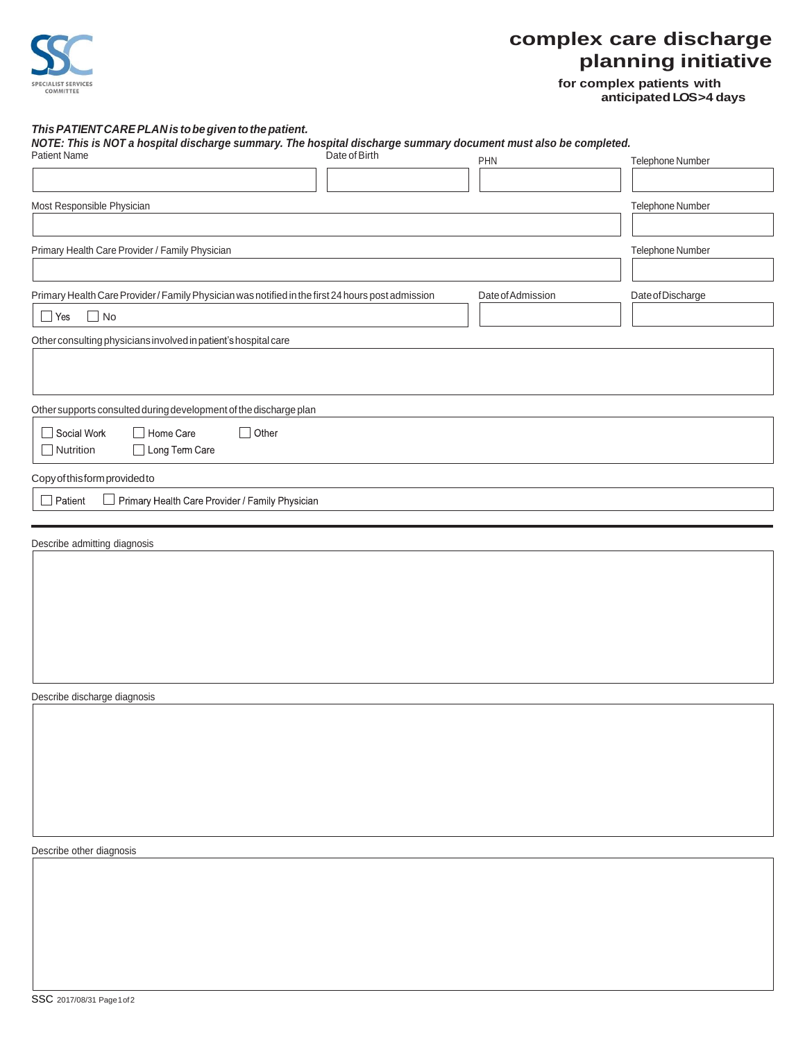SSC

SPECIALIST SERVICES COMMITTEE

# complex care discharge planning initiative

**for complex patients with anticipated LOS>4 days**

***This PATIENT CARE PLAN is to be given to the patient.***

***NOTE: This is NOT a hospital discharge summary. The hospital discharge summary document must also be completed.***

| Patient Name | Date of Birth | PHN | Telephone Number |
|---|---|---|---|
| | | | |

| Most Responsible Physician | Telephone Number |
|---|---|
| | |

| Primary Health Care Provider / Family Physician | Telephone Number |
|---|---|
| | |

| Primary Health Care Provider / Family Physician was notified in the first 24 hours post admission | Date of Admission | Date of Discharge |
|---|---|---|
| ☐ Yes ☐ No | | |

Other consulting physicians involved in patient's hospital care

Other supports consulted during development of the discharge plan

☐ Social Work ☐ Home Care ☐ Other

☐ Nutrition ☐ Long Term Care

Copy of this form provided to

☐ Patient ☐ Primary Health Care Provider / Family Physician

---

Describe admitting diagnosis

Describe discharge diagnosis

Describe other diagnosis

SSC 2017/08/31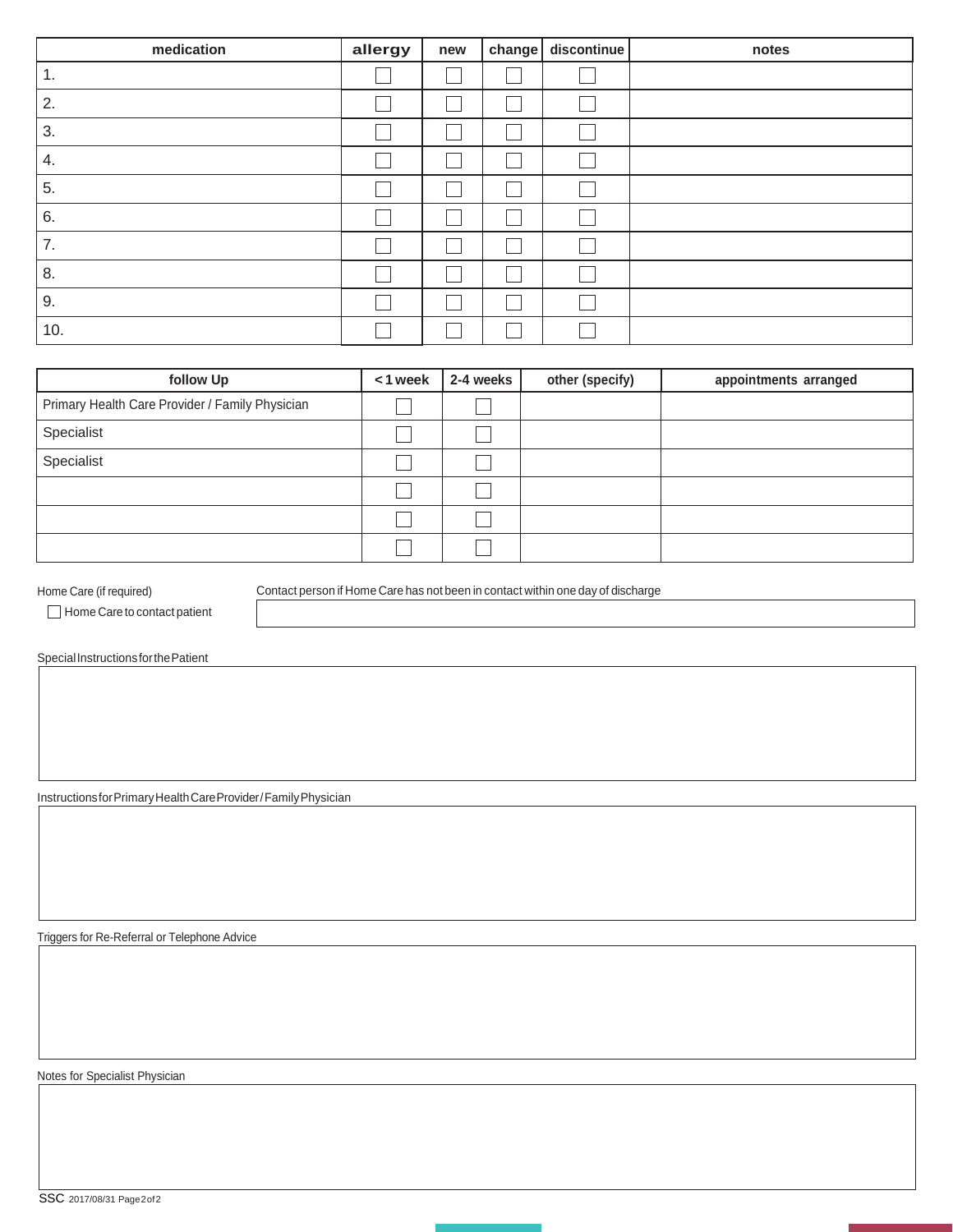| medication | allergy | new | change | discontinue | notes |
|---|---|---|---|---|---|
| 1. | ☐ | ☐ | ☐ | ☐ | |
| 2. | ☐ | ☐ | ☐ | ☐ | |
| 3. | ☐ | ☐ | ☐ | ☐ | |
| 4. | ☐ | ☐ | ☐ | ☐ | |
| 5. | ☐ | ☐ | ☐ | ☐ | |
| 6. | ☐ | ☐ | ☐ | ☐ | |
| 7. | ☐ | ☐ | ☐ | ☐ | |
| 8. | ☐ | ☐ | ☐ | ☐ | |
| 9. | ☐ | ☐ | ☐ | ☐ | |
| 10. | ☐ | ☐ | ☐ | ☐ | |

| follow Up | < 1 week | 2-4 weeks | other (specify) | appointments arranged |
|---|---|---|---|---|
| Primary Health Care Provider / Family Physician | ☐ | ☐ | | |
| Specialist | ☐ | ☐ | | |
| Specialist | ☐ | ☐ | | |
| | ☐ | ☐ | | |
| | ☐ | ☐ | | |
| | ☐ | ☐ | | |

Home Care (if required)

☐ Home Care to contact patient

Contact person if Home Care has not been in contact within one day of discharge

Special Instructions for the Patient

Instructions for Primary Health Care Provider / Family Physician

Triggers for Re-Referral or Telephone Advice

Notes for Specialist Physician

SSC 2017/08/31